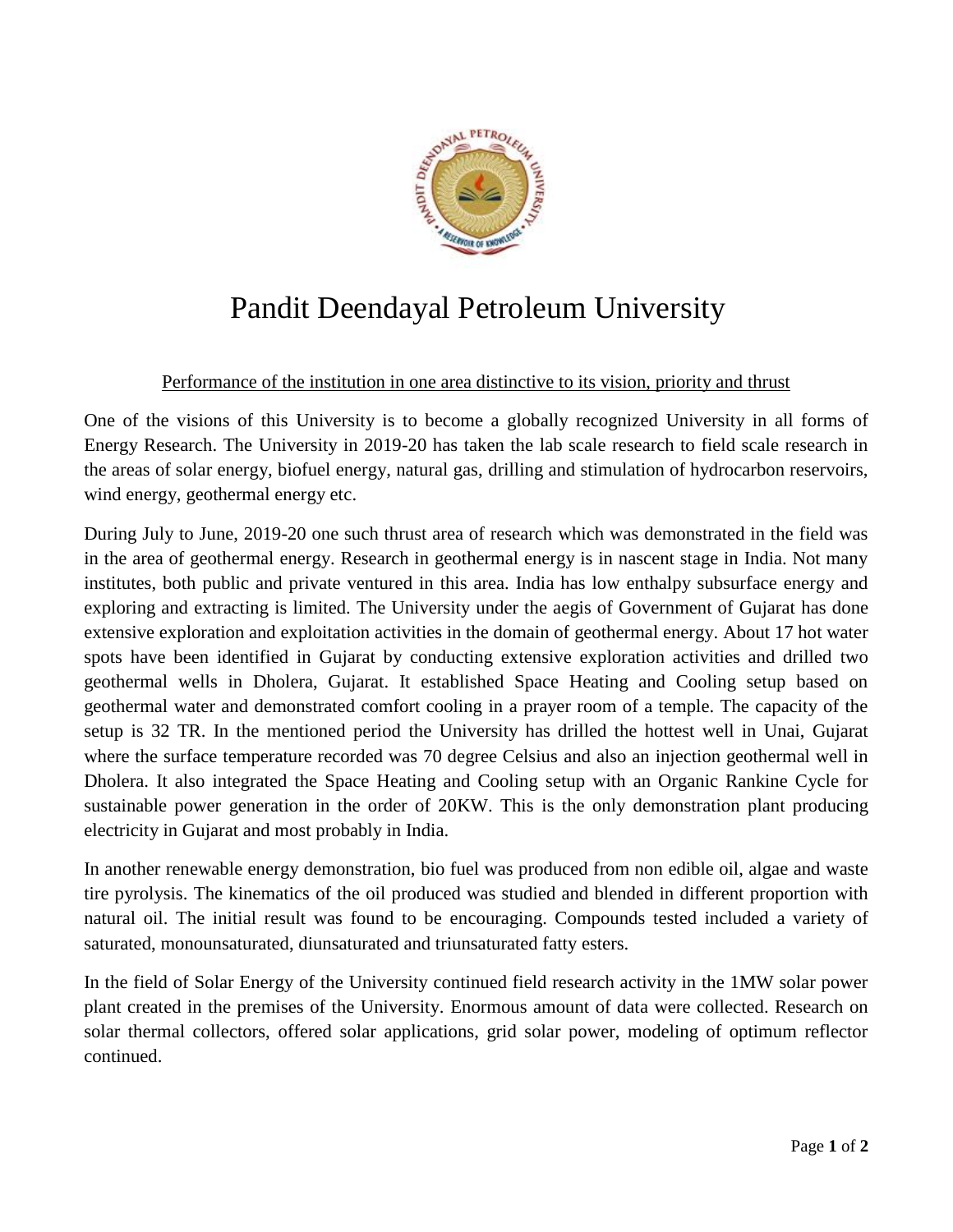# Pandit Deendayal Petroleum University

## Performance of the institution in one area distinctive to its vision, priority and thrust

One of the visions of this University is to become a globally recognized University in all forms of Energy Research. The University in 2019-20 has taken the lab scale research to field scale research in the areas of solar energy, biofuel energy, natural gas, drilling and stimulation of hydrocarbon reservoirs, wind energy, geothermal energy etc.

During July to June, 2019-20 one such thrust area of research which was demonstrated in the field was in the area of geothermal energy. Research in geothermal energy is in nascent stage in India. Not many institutes, both public and private ventured in this area. India has low enthalpy subsurface energy and exploring and extracting is limited. The University under the aegis of Government of Gujarat has done extensive exploration and exploitation activities in the domain of geothermal energy. About 17 hot water spots have been identified in Gujarat by conducting extensive exploration activities and drilled two geothermal wells in Dholera, Gujarat. It established Space Heating and Cooling setup based on geothermal water and demonstrated comfort cooling in a prayer room of a temple. The capacity of the setup is 32 TR. In the mentioned period the University has drilled the hottest well in Unai, Gujarat where the surface temperature recorded was 70 degree Celsius and also an injection geothermal well in Dholera. It also integrated the Space Heating and Cooling setup with an Organic Rankine Cycle for sustainable power generation in the order of 20KW. This is the only demonstration plant producing electricity in Gujarat and most probably in India.

In another renewable energy demonstration, bio fuel was produced from non edible oil, algae and waste tire pyrolysis. The kinematics of the oil produced was studied and blended in different proportion with natural oil. The initial result was found to be encouraging. Compounds tested included a variety of saturated, monounsaturated, diunsaturated and triunsaturated fatty esters.

In the field of Solar Energy of the University continued field research activity in the 1MW solar power plant created in the premises of the University. Enormous amount of data were collected. Research on solar thermal collectors, offered solar applications, grid solar power, modeling of optimum reflector continued.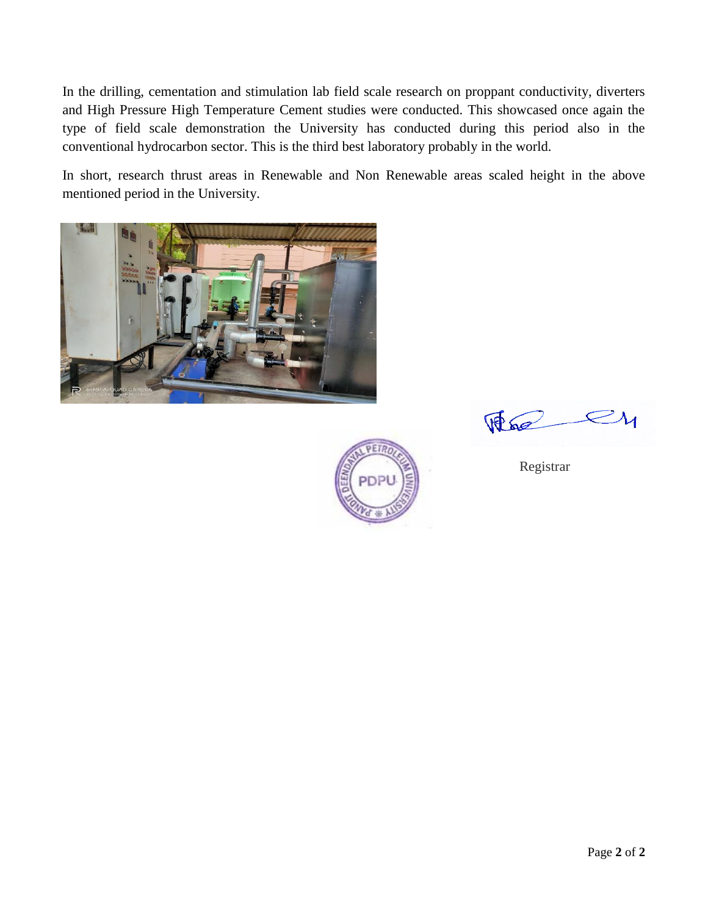In the drilling, cementation and stimulation lab field scale research on proppant conductivity, diverters and High Pressure High Temperature Cement studies were conducted. This showcased once again the type of field scale demonstration the University has conducted during this period also in the conventional hydrocarbon sector. This is the third best laboratory probably in the world.

In short, research thrust areas in Renewable and Non Renewable areas scaled height in the above mentioned period in the University.

Registrar